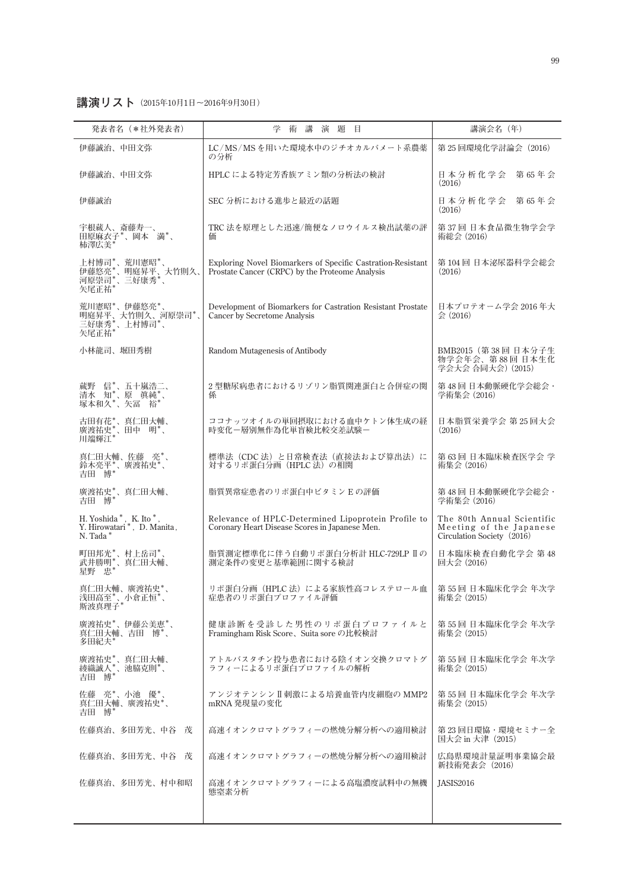## 講演リスト（2015年10月1日〜2016年9月30日）

| 発表者名（＊社外発表者） | 学術講演題目 | 講演会名（年） |
|---|---|---|
| 伊藤誠治、中田文弥 | LC/MS/MS を用いた環境水中のジチオカルバメート系農薬の分析 | 第 25 回環境化学討論会（2016） |
| 伊藤誠治、中田文弥 | HPLC による特定芳香族アミン類の分析法の検討 | 日本分析化学会　第 65 年会（2016） |
| 伊藤誠治 | SEC 分析における進歩と最近の話題 | 日本分析化学会　第 65 年会（2016） |
| 宇根蔵人、斎藤寿一、田原麻衣子*、岡本　満*、柿澤広美* | TRC 法を原理とした迅速/簡便なノロウイルス検出試薬の評価 | 第 37 回 日本食品微生物学会学術総会 (2016) |
| 上村博司*、荒川憲昭*、伊藤悠亮*、明庭昇平、大竹則久、河原崇司*、三好康秀*、矢尾正祐* | Exploring Novel Biomarkers of Specific Castration-Resistant Prostate Cancer (CRPC) by the Proteome Analysis | 第 104 回 日本泌尿器科学会総会 (2016) |
| 荒川憲昭*、伊藤悠亮*、明庭昇平、大竹則久、河原崇司*、三好康秀*、上村博司*、矢尾正祐* | Development of Biomarkers for Castration Resistant Prostate Cancer by Secretome Analysis | 日本プロテオーム学会 2016 年大会 (2016) |
| 小林龍司、堀田秀樹 | Random Mutagenesis of Antibody | BMB2015（第 38 回 日本分子生物学会年会、第 88 回 日本生化学会大会 合同大会）(2015) |
| 蔵野　信*、五十嵐浩二、清水　知*、原　眞純*、塚本和久*、矢冨　裕* | 2 型糖尿病患者におけるリゾリン脂質関連蛋白と合併症の関係 | 第 48 回 日本動脈硬化学会総会・学術集会 (2016) |
| 古田有花*、真仁田大輔、廣渡祐史*、田中　明*、川端輝江* | ココナッツオイルの単回摂取における血中ケトン体生成の経時変化－層別無作為化単盲検比較交差試験－ | 日本脂質栄養学会 第 25 回大会 (2016) |
| 真仁田大輔、佐藤　亮*、鈴木亮平*、廣渡祐史*、吉田　博* | 標準法（CDC 法）と日常検査法（直接法および算出法）に対するリポ蛋白分画（HPLC 法）の相関 | 第 63 回 日本臨床検査医学会 学術集会 (2016) |
| 廣渡祐史*、真仁田大輔、吉田　博* | 脂質異常症患者のリポ蛋白中ビタミン E の評価 | 第 48 回 日本動脈硬化学会総会・学術集会 (2016) |
| H. Yoshida*, K. Ito*, Y. Hirowatari*, D. Manita, N. Tada* | Relevance of HPLC-Determined Lipoprotein Profile to Coronary Heart Disease Scores in Japanese Men. | The 80th Annual Scientific Meeting of the Japanese Circulation Society（2016） |
| 町田邦光*、村上岳司*、武井勝明*、真仁田大輔、星野　忠* | 脂質測定標準化に伴う自動リポ蛋白分析計 HLC-729LP Ⅱの測定条件の変更と基準範囲に関する検討 | 日本臨床検査自動化学会 第 48 回大会 (2016) |
| 真仁田大輔、廣渡祐史*、浅田高至*、小倉正恒*、斯波真理子* | リポ蛋白分画（HPLC 法）による家族性高コレステロール血症患者のリポ蛋白プロファイル評価 | 第 55 回 日本臨床化学会 年次学術集会 (2015) |
| 廣渡祐史*、伊藤公美恵*、真仁田大輔、吉田　博*、多田紀夫* | 健康診断を受診した男性のリポ蛋白プロファイルと Framingham Risk Score、Suita sore の比較検討 | 第 55 回 日本臨床化学会 年次学術集会 (2015) |
| 廣渡祐史*、真仁田大輔、綾織誠人*、池脇克則*、吉田　博* | アトルバスタチン投与患者における陰イオン交換クロマトグラフィーによるリポ蛋白プロファイルの解析 | 第 55 回 日本臨床化学会 年次学術集会 (2015) |
| 佐藤　亮*、小池　優*、真仁田大輔、廣渡祐史*、吉田　博* | アンジオテンシンⅡ刺激による培養血管内皮細胞の MMP2 mRNA 発現量の変化 | 第 55 回 日本臨床化学会 年次学術集会 (2015) |
| 佐藤真治、多田芳光、中谷　茂 | 高速イオンクロマトグラフィーの燃焼分解分析への適用検討 | 第 23 回日環協・環境セミナー全国大会 in 大津（2015） |
| 佐藤真治、多田芳光、中谷　茂 | 高速イオンクロマトグラフィーの燃焼分解分析への適用検討 | 広島県環境計量証明事業協会最新技術発表会（2016） |
| 佐藤真治、多田芳光、村中和昭 | 高速イオンクロマトグラフィーによる高塩濃度試料中の無機態窒素分析 | JASIS2016 |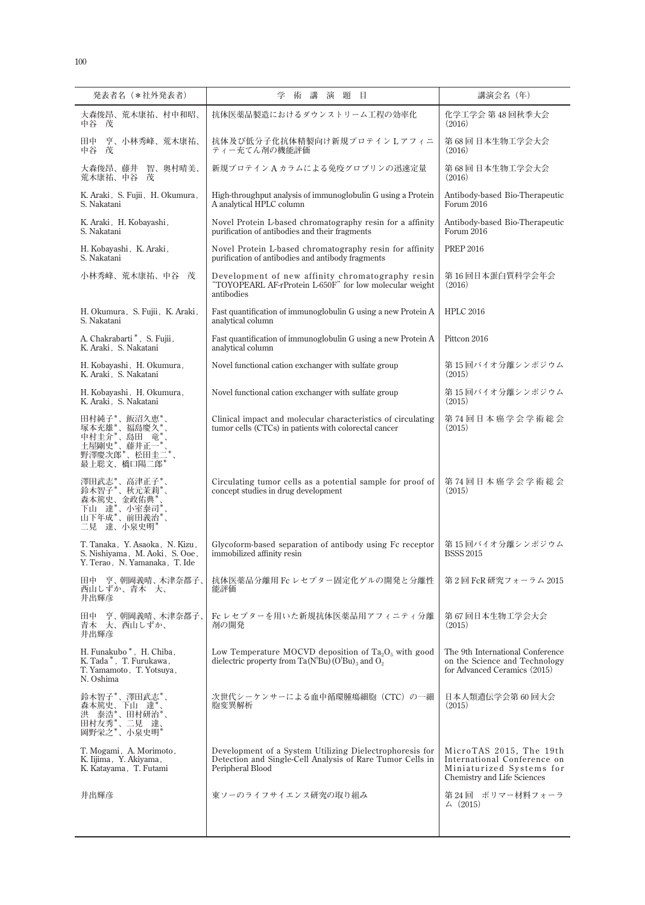| 発表者名（＊社外発表者） | 学　術　講　演　題　目 | 講演会名（年） |
|---|---|---|
| 大森俊昂、荒木康祐、村中和昭、中谷　茂 | 抗体医薬品製造におけるダウンストリーム工程の効率化 | 化学工学会 第 48 回秋季大会（2016） |
| 田中　亨、小林秀峰、荒木康祐、中谷　茂 | 抗体及び低分子化抗体精製向け新規プロテイン L アフィニティー充てん剤の機能評価 | 第 68 回 日本生物工学会大会（2016） |
| 大森俊昂、藤井　智、奥村晴美、荒木康祐、中谷　茂 | 新規プロテイン A カラムによる免疫グロブリンの迅速定量 | 第 68 回 日本生物工学会大会（2016） |
| K. Araki, S. Fujii, H. Okumura, S. Nakatani | High-throughput analysis of immunoglobulin G using a Protein A analytical HPLC column | Antibody-based Bio-Therapeutic Forum 2016 |
| K. Araki, H. Kobayashi, S. Nakatani | Novel Protein L-based chromatography resin for a affinity purification of antibodies and their fragments | Antibody-based Bio-Therapeutic Forum 2016 |
| H. Kobayashi, K. Araki, S. Nakatani | Novel Protein L-based chromatography resin for affinity purification of antibodies and antibody fragments | PREP 2016 |
| 小林秀峰、荒木康祐、中谷　茂 | Development of new affinity chromatography resin "TOYOPEARL AF-rProtein L-650F" for low molecular weight antibodies | 第 16 回日本蛋白質科学会年会（2016） |
| H. Okumura, S. Fujii, K. Araki, S. Nakatani | Fast quantification of immunoglobulin G using a new Protein A analytical column | HPLC 2016 |
| A. Chakrabarti＊, S. Fujii, K. Araki, S. Nakatani | Fast quantification of immunoglobulin G using a new Protein A analytical column | Pittcon 2016 |
| H. Kobayashi, H. Okumura, K. Araki, S. Nakatani | Novel functional cation exchanger with sulfate group | 第 15 回バイオ分離シンポジウム（2015） |
| H. Kobayashi, H. Okumura, K. Araki, S. Nakatani | Novel functional cation exchanger with sulfate group | 第 15 回バイオ分離シンポジウム（2015） |
| 田村純子＊、飯沼久恵＊、塚本充雄＊、福島慶久＊、中村圭介＊、島田　竜＊、土屋剛史＊、藤井正一＊、野澤慶次郎＊、松田圭二＊、最上聡文、橋口陽二郎＊ | Clinical impact and molecular characteristics of circulating tumor cells (CTCs) in patients with colorectal cancer | 第 74 回日本癌学会学術総会（2015） |
| 澤田武志＊、高津正子＊、鈴木智子＊、秋元茉莉＊、森本篤史、金政佑典＊、下山　達＊、小室泰司＊、山下年成＊、前田義治＊、二見　達、小泉史明＊ | Circulating tumor cells as a potential sample for proof of concept studies in drug development | 第 74 回日本癌学会学術総会（2015） |
| T. Tanaka, Y. Asaoka, N. Kizu, S. Nishiyama, M. Aoki, S. Ooe, Y. Terao, N. Yamanaka, T. Ide | Glycoform-based separation of antibody using Fc receptor immobilized affinity resin | 第 15 回バイオ分離シンポジウム BSSS 2015 |
| 田中　亨、朝岡義晴、木津奈都子、西山しずか、青木　大、井出輝彦 | 抗体医薬品分離用 Fc レセプター固定化ゲルの開発と分離性能評価 | 第 2 回 FcR 研究フォーラム 2015 |
| 田中　亨、朝岡義晴、木津奈都子、青木　大、西山しずか、井出輝彦 | Fc レセプターを用いた新規抗体医薬品用アフィニティ分離剤の開発 | 第 67 回日本生物工学会大会（2015） |
| H. Funakubo＊, H. Chiba, K. Tada＊, T. Furukawa, T. Yamamoto, T. Yotsuya, N. Oshima | Low Temperature MOCVD deposition of $Ta_2O_5$ with good dielectric property from $Ta(N^tBu)(O^tBu)_3$ and $O_2$ | The 9th International Conference on the Science and Technology for Advanced Ceramics (2015) |
| 鈴木智子＊、澤田武志＊、森本篤史、下山　達＊、洪　泰浩＊、田村研治＊、田村友秀＊、二見　達、岡野栄之＊、小泉史明＊ | 次世代シーケンサーによる血中循環腫瘍細胞（CTC）の一細胞変異解析 | 日本人類遺伝学会第 60 回大会（2015） |
| T. Mogami, A. Morimoto, K. Iijima, Y. Akiyama, K. Katayama, T. Futami | Development of a System Utilizing Dielectrophoresis for Detection and Single-Cell Analysis of Rare Tumor Cells in Peripheral Blood | MicroTAS 2015, The 19th International Conference on Miniaturized Systems for Chemistry and Life Sciences |
| 井出輝彦 | 東ソーのライフサイエンス研究の取り組み | 第 24 回　ポリマー材料フォーラム（2015） |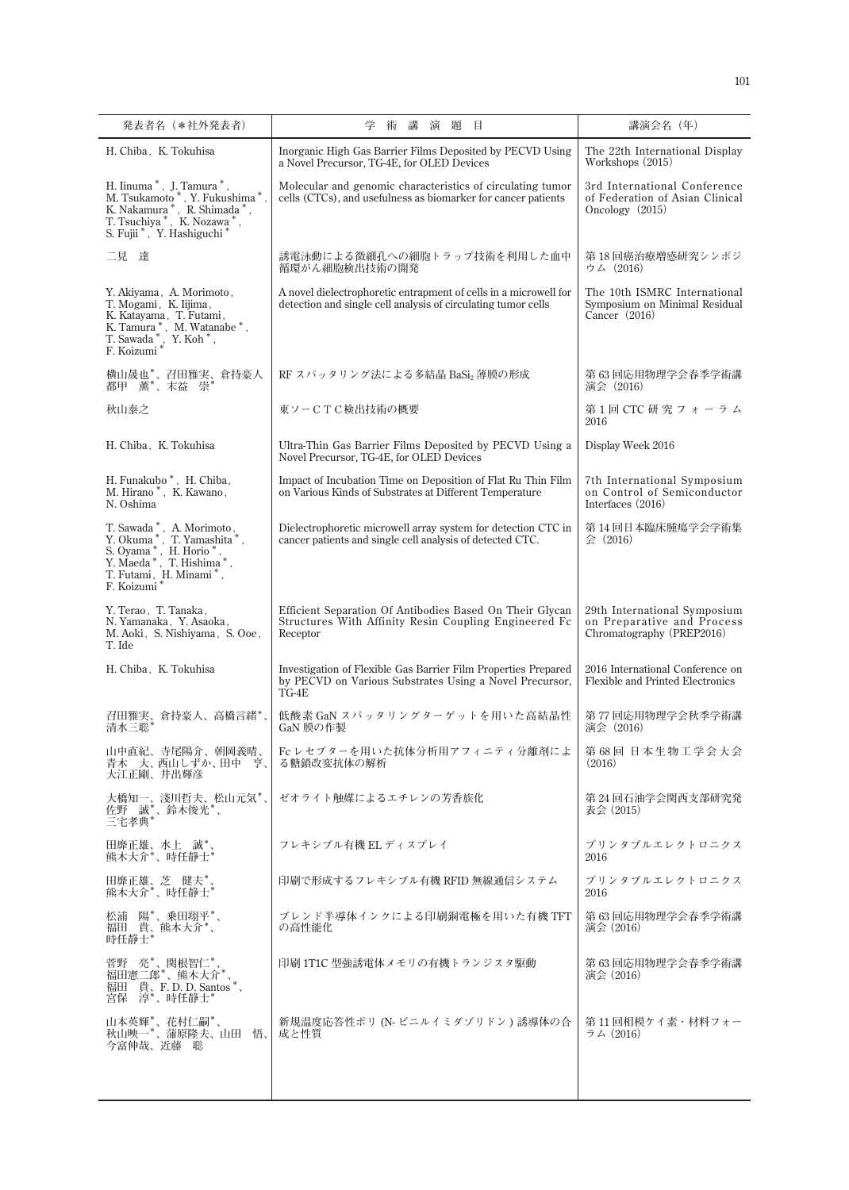| 発表者名（＊社外発表者） | 学 術 講 演 題 目 | 講演会名（年） |
| --- | --- | --- |
| H. Chiba, K. Tokuhisa | Inorganic High Gas Barrier Films Deposited by PECVD Using a Novel Precursor, TG-4E, for OLED Devices | The 22th International Display Workshops (2015) |
| H. Iinuma＊, J. Tamura＊, M. Tsukamoto＊, Y. Fukushima＊, K. Nakamura＊, R. Shimada＊, T. Tsuchiya＊, K. Nozawa＊, S. Fujii＊, Y. Hashiguchi＊ | Molecular and genomic characteristics of circulating tumor cells (CTCs), and usefulness as biomarker for cancer patients | 3rd International Conference of Federation of Asian Clinical Oncology (2015) |
| 二見　達 | 誘電泳動による微細孔への細胞トラップ技術を利用した血中循環がん細胞検出技術の開発 | 第18回癌治療増感研究シンポジウム（2016） |
| Y. Akiyama, A. Morimoto, T. Mogami, K. Iijima, K. Katayama, T. Futami, K. Tamura＊, M. Watanabe＊, T. Sawada＊, Y. Koh＊, F. Koizumi＊ | A novel dielectrophoretic entrapment of cells in a microwell for detection and single cell analysis of circulating tumor cells | The 10th ISMRC International Symposium on Minimal Residual Cancer (2016) |
| 横山晟也＊、召田雅実、倉持豪人、都甲　薫＊、末益　崇＊ | RF スパッタリング法による多結晶 $BaSi_2$ 薄膜の形成 | 第63回応用物理学会春季学術講演会（2016） |
| 秋山泰之 | 東ソーＣＴＣ検出技術の概要 | 第1回 CTC 研究フォーラム 2016 |
| H. Chiba, K. Tokuhisa | Ultra-Thin Gas Barrier Films Deposited by PECVD Using a Novel Precursor, TG-4E, for OLED Devices | Display Week 2016 |
| H. Funakubo＊, H. Chiba, M. Hirano＊, K. Kawano, N. Oshima | Impact of Incubation Time on Deposition of Flat Ru Thin Film on Various Kinds of Substrates at Different Temperature | 7th International Symposium on Control of Semiconductor Interfaces (2016) |
| T. Sawada＊, A. Morimoto, Y. Okuma＊, T. Yamashita＊, S. Oyama＊, H. Horio＊, Y. Maeda＊, T. Hishima＊, T. Futami, H. Minami＊, F. Koizumi＊ | Dielectrophoretic microwell array system for detection CTC in cancer patients and single cell analysis of detected CTC. | 第14回日本臨床腫瘍学会学術集会（2016） |
| Y. Terao, T. Tanaka, N. Yamanaka, Y. Asaoka, M. Aoki, S. Nishiyama, S. Ooe, T. Ide | Efficient Separation Of Antibodies Based On Their Glycan Structures With Affinity Resin Coupling Engineered Fc Receptor | 29th International Symposium on Preparative and Process Chromatography (PREP2016) |
| H. Chiba, K. Tokuhisa | Investigation of Flexible Gas Barrier Film Properties Prepared by PECVD on Various Substrates Using a Novel Precursor, TG-4E | 2016 International Conference on Flexible and Printed Electronics |
| 召田雅実、倉持豪人、高橋言緒＊、清水三聡＊ | 低酸素 GaN スパッタリングターゲットを用いた高結晶性 GaN 膜の作製 | 第77回応用物理学会秋季学術講演会（2016） |
| 山中直紀、寺尾陽介、朝岡義晴、青木　大、西山しずか、田中　亨、大江正剛、井出輝彦 | Fc レセプターを用いた抗体分析用アフィニティ分離剤による糖鎖改変抗体の解析 | 第68回 日本生物工学会大会（2016） |
| 大橋知一、淺川哲夫、松山元気＊、佐野　誠＊、鈴木俊光＊、三宅孝典＊ | ゼオライト触媒によるエチレンの芳香族化 | 第24回石油学会関西支部研究発表会（2015） |
| 田靡正雄、水上　誠＊、熊木大介＊、時任静士＊ | フレキシブル有機 EL ディスプレイ | プリンタブルエレクトロニクス 2016 |
| 田靡正雄、芝　健夫＊、熊木大介＊、時任静士＊ | 印刷で形成するフレキシブル有機 RFID 無線通信システム | プリンタブルエレクトロニクス 2016 |
| 松浦　陽＊、乗田翔平＊、福田　貴、熊木大介＊、時任静士＊ | ブレンド半導体インクによる印刷銅電極を用いた有機 TFT の高性能化 | 第63回応用物理学会春季学術講演会（2016） |
| 菅野　亮＊、関根智仁＊、福田憲二郎＊、熊木大介＊、福田　貴、F. D. D. Santos＊、宮保　淳＊、時任静士＊ | 印刷 1T1C 型強誘電体メモリの有機トランジスタ駆動 | 第63回応用物理学会春季学術講演会（2016） |
| 山本英輝＊、花村仁嗣＊、秋山映一＊、蒲原隆夫、山田　悟、今宮伸哉、近藤　聡 | 新規温度応答性ポリ（N- ビニルイミダゾリドン）誘導体の合成と性質 | 第11回相模ケイ素・材料フォーラム（2016） |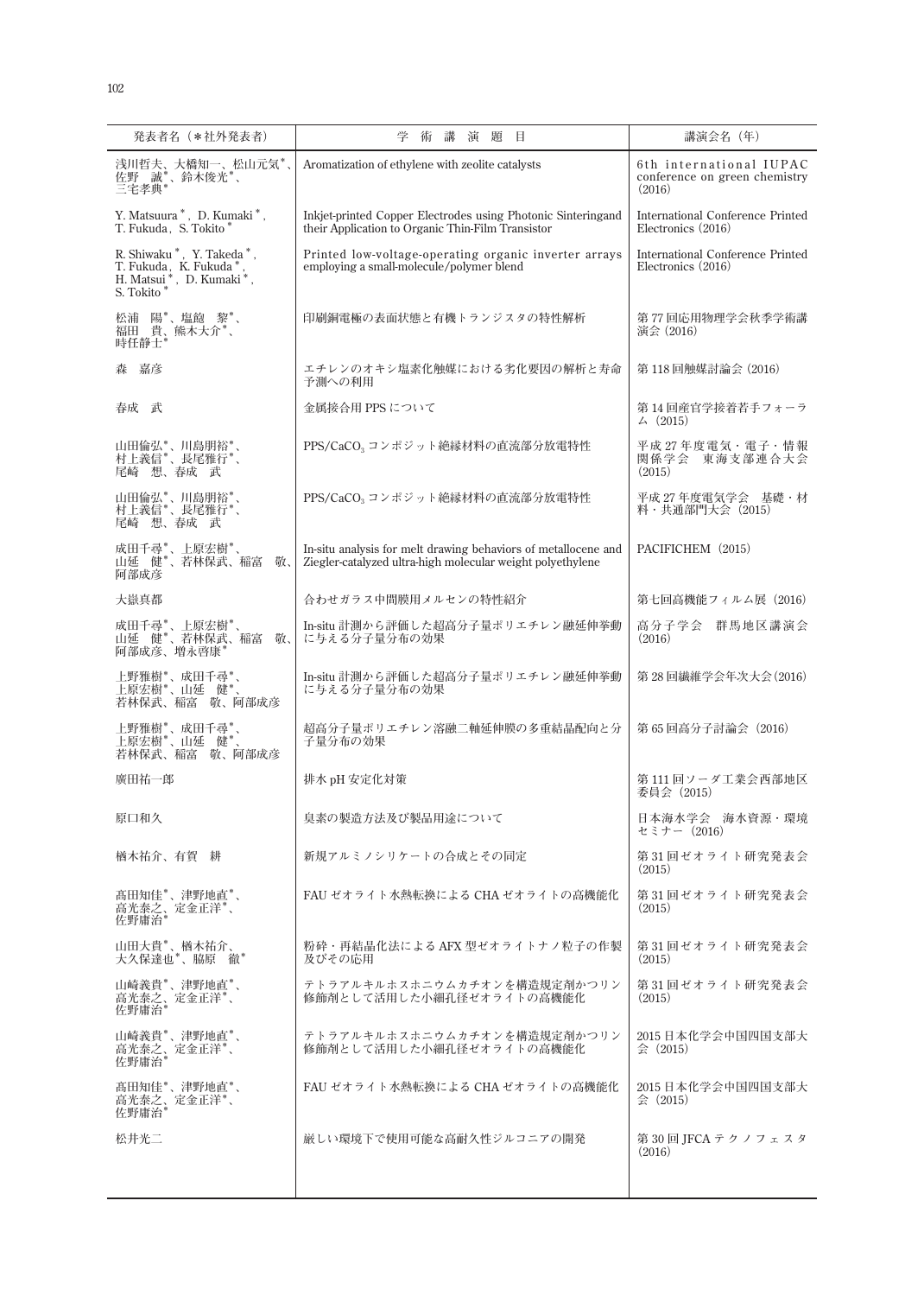| 発表者名（＊社外発表者） | 学 術 講 演 題 目 | 講演会名（年） |
|---|---|---|
| 浅川哲夫、大橋知一、松山元気＊、佐野　誠＊、鈴木俊光＊、三宅孝典＊ | Aromatization of ethylene with zeolite catalysts | 6th international IUPAC conference on green chemistry (2016) |
| Y. Matsuura＊, D. Kumaki＊, T. Fukuda, S. Tokito＊ | Inkjet-printed Copper Electrodes using Photonic Sinteringand their Application to Organic Thin-Film Transistor | International Conference Printed Electronics (2016) |
| R. Shiwaku＊, Y. Takeda＊, T. Fukuda, K. Fukuda＊, H. Matsui＊, D. Kumaki＊, S. Tokito＊ | Printed low-voltage-operating organic inverter arrays employing a small-molecule/polymer blend | International Conference Printed Electronics (2016) |
| 松浦　陽＊、塩飽　黎＊、福田　貴、熊木大介＊、時任静士＊ | 印刷銅電極の表面状態と有機トランジスタの特性解析 | 第77回応用物理学会秋季学術講演会 (2016) |
| 森　嘉彦 | エチレンのオキシ塩素化触媒における劣化要因の解析と寿命予測への利用 | 第118回触媒討論会 (2016) |
| 春成　武 | 金属接合用PPSについて | 第14回産官学接着若手フォーラム (2015) |
| 山田倫弘＊、川島朋裕＊、村上義信＊、長尾雅行＊、尾崎　想、春成　武 | PPS/$CaCO_3$コンポジット絶縁材料の直流部分放電特性 | 平成27年度電気・電子・情報関係学会　東海支部連合大会 (2015) |
| 山田倫弘＊、川島朋裕＊、村上義信＊、長尾雅行＊、尾崎　想、春成　武 | PPS/$CaCO_3$コンポジット絶縁材料の直流部分放電特性 | 平成27年度電気学会　基礎・材料・共通部門大会 (2015) |
| 成田千尋＊、上原宏樹＊、山延　健＊、若林保武、稲富　敬、阿部成彦 | In-situ analysis for melt drawing behaviors of metallocene and Ziegler-catalyzed ultra-high molecular weight polyethylene | PACIFICHEM (2015) |
| 大嶽真都 | 合わせガラス中間膜用メルセンの特性紹介 | 第七回高機能フィルム展 (2016) |
| 成田千尋＊、上原宏樹＊、山延　健＊、若林保武、稲富　敬、阿部成彦、増永啓康＊ | In-situ計測から評価した超高分子量ポリエチレン融延伸挙動に与える分子量分布の効果 | 高分子学会　群馬地区講演会 (2016) |
| 上野雅樹＊、成田千尋＊、上原宏樹＊、山延　健＊、若林保武、稲富　敬、阿部成彦 | In-situ計測から評価した超高分子量ポリエチレン融延伸挙動に与える分子量分布の効果 | 第28回繊維学会年次大会(2016) |
| 上野雅樹＊、成田千尋＊、上原宏樹＊、山延　健＊、若林保武、稲富　敬、阿部成彦 | 超高分子量ポリエチレン溶融二軸延伸膜の多重結晶配向と分子量分布の効果 | 第65回高分子討論会 (2016) |
| 廣田祐一郎 | 排水pH安定化対策 | 第111回ソーダ工業会西部地区委員会 (2015) |
| 原口和久 | 臭素の製造方法及び製品用途について | 日本海水学会　海水資源・環境セミナー (2016) |
| 楢木祐介、有賀　耕 | 新規アルミノシリケートの合成とその同定 | 第31回ゼオライト研究発表会 (2015) |
| 髙田知佳＊、津野地直＊、高光泰之、定金正洋＊、佐野庸治＊ | FAUゼオライト水熱転換によるCHAゼオライトの高機能化 | 第31回ゼオライト研究発表会 (2015) |
| 山田大貴＊、楢木祐介、大久保達也＊、脇原　徹＊ | 粉砕・再結晶化法によるAFX型ゼオライトナノ粒子の作製及びその応用 | 第31回ゼオライト研究発表会 (2015) |
| 山﨑義貴＊、津野地直＊、高光泰之、定金正洋＊、佐野庸治＊ | テトラアルキルホスホニウムカチオンを構造規定剤かつリン修飾剤として活用した小細孔径ゼオライトの高機能化 | 第31回ゼオライト研究発表会 (2015) |
| 山﨑義貴＊、津野地直＊、高光泰之、定金正洋＊、佐野庸治＊ | テトラアルキルホスホニウムカチオンを構造規定剤かつリン修飾剤として活用した小細孔径ゼオライトの高機能化 | 2015日本化学会中国四国支部大会 (2015) |
| 髙田知佳＊、津野地直＊、高光泰之、定金正洋＊、佐野庸治＊ | FAUゼオライト水熱転換によるCHAゼオライトの高機能化 | 2015日本化学会中国四国支部大会 (2015) |
| 松井光二 | 厳しい環境下で使用可能な高耐久性ジルコニアの開発 | 第30回JFCAテクノフェスタ (2016) |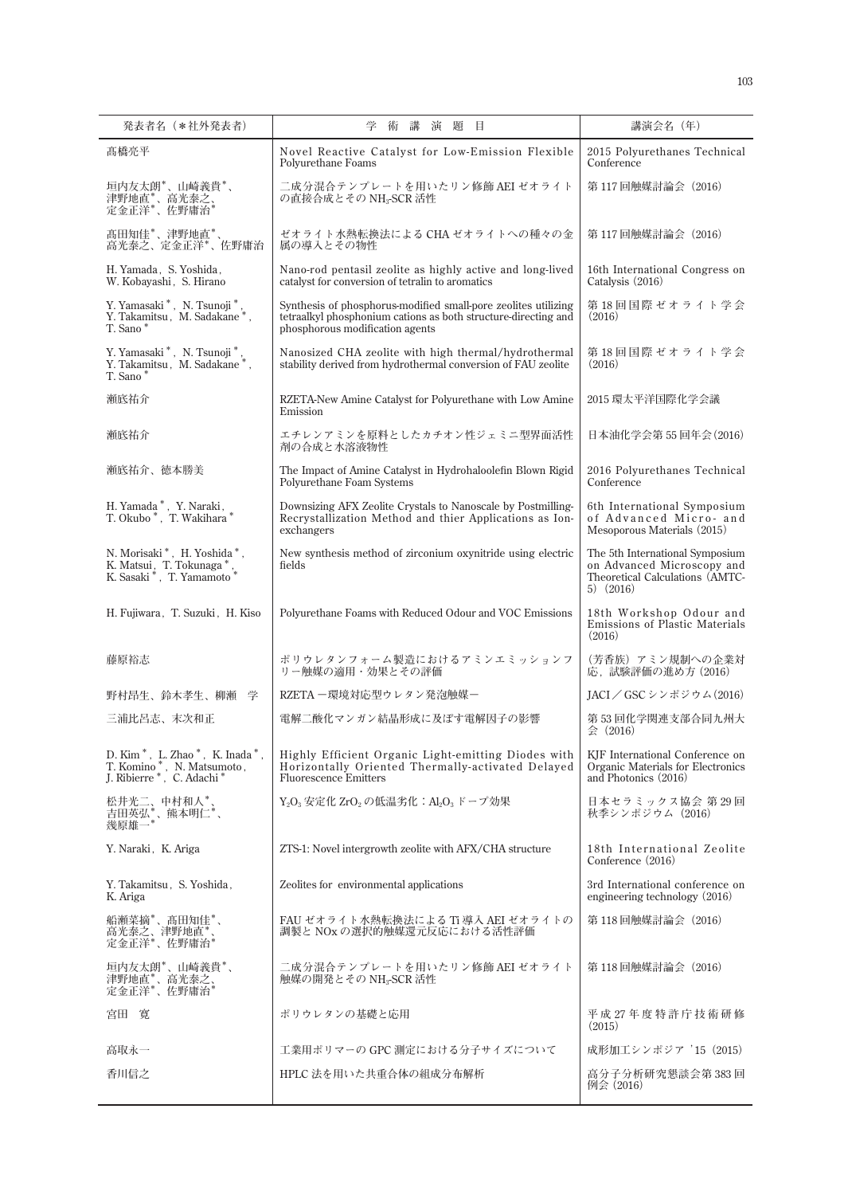| 発表者名（*社外発表者） | 学 術 講 演 題 目 | 講演会名（年） |
|---|---|---|
| 髙橋亮平 | Novel Reactive Catalyst for Low-Emission Flexible Polyurethane Foams | 2015 Polyurethanes Technical Conference |
| 垣内友太朗*、山崎義貴*、津野地直*、高光泰之、定金正洋*、佐野庸治* | 二成分混合テンプレートを用いたリン修飾 AEI ゼオライトの直接合成とその $NH_3$-SCR 活性 | 第 117 回触媒討論会（2016） |
| 髙田知佳*、津野地直*、高光泰之、定金正洋*、佐野庸治 | ゼオライト水熱転換法による CHA ゼオライトへの種々の金属の導入とその物性 | 第 117 回触媒討論会（2016） |
| H. Yamada，S. Yoshida，W. Kobayashi，S. Hirano | Nano-rod pentasil zeolite as highly active and long-lived catalyst for conversion of tetralin to aromatics | 16th International Congress on Catalysis（2016） |
| Y. Yamasaki*，N. Tsunoji*，Y. Takamitsu，M. Sadakane*，T. Sano* | Synthesis of phosphorus-modified small-pore zeolites utilizing tetraalkyl phosphonium cations as both structure-directing and phosphorous modification agents | 第 18 回国際ゼオライト学会（2016） |
| Y. Yamasaki*，N. Tsunoji*，Y. Takamitsu，M. Sadakane*，T. Sano* | Nanosized CHA zeolite with high thermal/hydrothermal stability derived from hydrothermal conversion of FAU zeolite | 第 18 回国際ゼオライト学会（2016） |
| 瀬底祐介 | RZETA-New Amine Catalyst for Polyurethane with Low Amine Emission | 2015 環太平洋国際化学会議 |
| 瀬底祐介 | エチレンアミンを原料としたカチオン性ジェミニ型界面活性剤の合成と水溶液物性 | 日本油化学会第 55 回年会（2016） |
| 瀬底祐介、徳本勝美 | The Impact of Amine Catalyst in Hydrohaloolefin Blown Rigid Polyurethane Foam Systems | 2016 Polyurethanes Technical Conference |
| H. Yamada*，Y. Naraki，T. Okubo*，T. Wakihara* | Downsizing AFX Zeolite Crystals to Nanoscale by Postmilling-Recrystallization Method and thier Applications as Ion-exchangers | 6th International Symposium of Advanced Micro- and Mesoporous Materials（2015） |
| N. Morisaki*，H. Yoshida*，K. Matsui，T. Tokunaga*，K. Sasaki*，T. Yamamoto* | New synthesis method of zirconium oxynitride using electric fields | The 5th International Symposium on Advanced Microscopy and Theoretical Calculations（AMTC-5）（2016） |
| H. Fujiwara，T. Suzuki，H. Kiso | Polyurethane Foams with Reduced Odour and VOC Emissions | 18th Workshop Odour and Emissions of Plastic Materials（2016） |
| 藤原裕志 | ポリウレタンフォーム製造におけるアミンエミッションフリー触媒の適用・効果とその評価 | （芳香族）アミン規制への企業対応，試験評価の進め方（2016） |
| 野村昂生、鈴木孝生、柳瀬　学 | RZETA －環境対応型ウレタン発泡触媒－ | JACI ／ GSC シンポジウム（2016） |
| 三浦比呂志、末次和正 | 電解二酸化マンガン結晶形成に及ぼす電解因子の影響 | 第 53 回化学関連支部合同九州大会（2016） |
| D. Kim*，L. Zhao*，K. Inada*，T. Komino*，N. Matsumoto，J. Ribierre*，C. Adachi* | Highly Efficient Organic Light-emitting Diodes with Horizontally Oriented Thermally-activated Delayed Fluorescence Emitters | KJF International Conference on Organic Materials for Electronics and Photonics（2016） |
| 松井光二、中村和人*、吉田英弘*、熊本明仁*、幾原雄一* | $Y_2O_3$ 安定化 $ZrO_2$ の低温劣化：$Al_2O_3$ ドープ効果 | 日本セラミックス協会 第 29 回秋季シンポジウム（2016） |
| Y. Naraki，K. Ariga | ZTS-1: Novel intergrowth zeolite with AFX/CHA structure | 18th International Zeolite Conference（2016） |
| Y. Takamitsu，S. Yoshida，K. Ariga | Zeolites for environmental applications | 3rd International conference on engineering technology（2016） |
| 船瀬菜摘*、髙田知佳*、高光泰之、津野地直*、定金正洋*、佐野庸治* | FAU ゼオライト水熱転換法による Ti 導入 AEI ゼオライトの調製と NOx の選択的触媒還元反応における活性評価 | 第 118 回触媒討論会（2016） |
| 垣内友太朗*、山崎義貴*、津野地直*、高光泰之、定金正洋*、佐野庸治* | 二成分混合テンプレートを用いたリン修飾 AEI ゼオライト触媒の開発とその $NH_3$-SCR 活性 | 第 118 回触媒討論会（2016） |
| 宮田　寛 | ポリウレタンの基礎と応用 | 平成 27 年度特許庁技術研修（2015） |
| 高取永一 | 工業用ポリマーの GPC 測定における分子サイズについて | 成形加工シンポジア '15（2015） |
| 香川信之 | HPLC 法を用いた共重合体の組成分布解析 | 高分子分析研究懇談会第 383 回例会（2016） |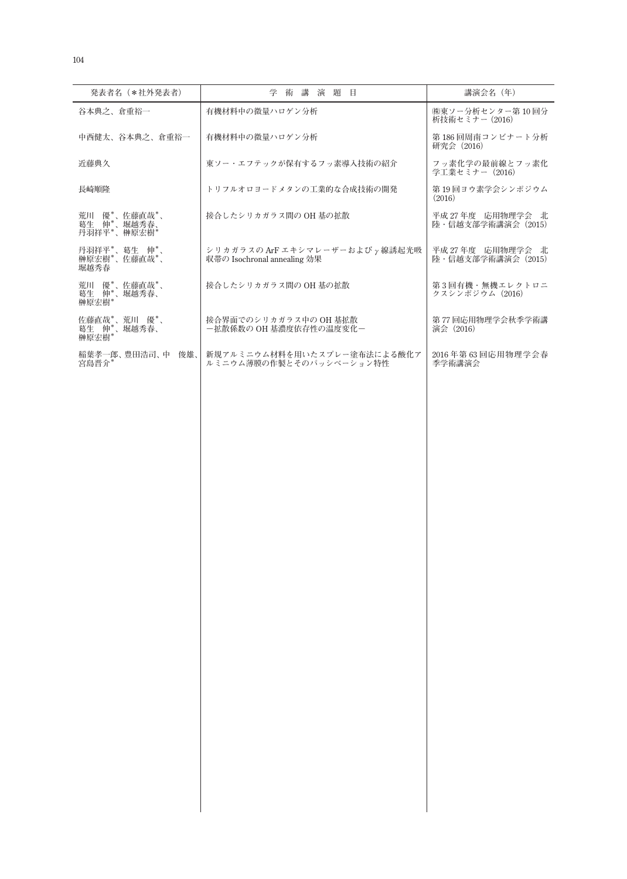| 発表者名（＊社外発表者） | 学　術　講　演　題　目 | 講演会名（年） |
| --- | --- | --- |
| 谷本典之、倉重裕一 | 有機材料中の微量ハロゲン分析 | ㈱東ソー分析センター第 10 回分析技術セミナー（2016） |
| 中西健太、谷本典之、倉重裕一 | 有機材料中の微量ハロゲン分析 | 第 186 回周南コンビナート分析研究会（2016） |
| 近藤典久 | 東ソー・エフテックが保有するフッ素導入技術の紹介 | フッ素化学の最前線とフッ素化学工業セミナー（2016） |
| 長崎順隆 | トリフルオロヨードメタンの工業的な合成技術の開発 | 第 19 回ヨウ素学会シンポジウム（2016） |
| 荒川　優*、佐藤直哉*、葛生　伸*、堀越秀春、丹羽祥平*、榊原宏樹* | 接合したシリカガラス間の OH 基の拡散 | 平成 27 年度　応用物理学会　北陸・信越支部学術講演会（2015） |
| 丹羽祥平*、葛生　伸*、榊原宏樹*、佐藤直哉*、堀越秀春 | シリカガラスの ArF エキシマレーザーおよび $\gamma$ 線誘起光吸収帯の Isochronal annealing 効果 | 平成 27 年度　応用物理学会　北陸・信越支部学術講演会（2015） |
| 荒川　優*、佐藤直哉*、葛生　伸*、堀越秀春、榊原宏樹* | 接合したシリカガラス間の OH 基の拡散 | 第 3 回有機・無機エレクトロニクスシンポジウム（2016） |
| 佐藤直哉*、荒川　優*、葛生　伸*、堀越秀春、榊原宏樹* | 接合界面でのシリカガラス中の OH 基拡散<br>－拡散係数の OH 基濃度依存性の温度変化－ | 第 77 回応用物理学会秋季学術講演会（2016） |
| 稲葉孝一郎、豊田浩司、中　俊雄、宮島晋介* | 新規アルミニウム材料を用いたスプレー塗布法による酸化アルミニウム薄膜の作製とそのパッシベーション特性 | 2016 年第 63 回応用物理学会春季学術講演会 |